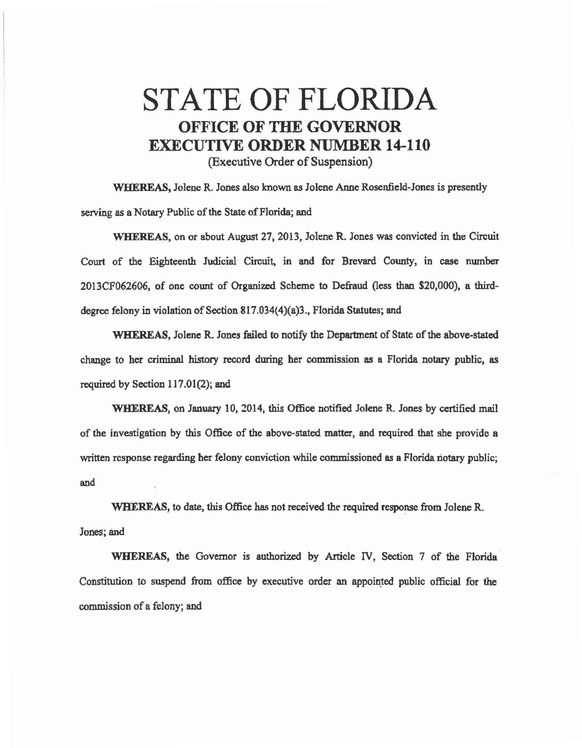# STATE OF FLORIDA
## OFFICE OF THE GOVERNOR
## EXECUTIVE ORDER NUMBER 14-110
(Executive Order of Suspension)

**WHEREAS,** Jolene R. Jones also known as Jolene Anne Rosenfield-Jones is presently serving as a Notary Public of the State of Florida; and

**WHEREAS,** on or about August 27, 2013, Jolene R. Jones was convicted in the Circuit Court of the Eighteenth Judicial Circuit, in and for Brevard County, in case number 2013CF062606, of one count of Organized Scheme to Defraud (less than $20,000), a third-degree felony in violation of Section 817.034(4)(a)3., Florida Statutes; and

**WHEREAS,** Jolene R. Jones failed to notify the Department of State of the above-stated change to her criminal history record during her commission as a Florida notary public, as required by Section 117.01(2); and

**WHEREAS,** on January 10, 2014, this Office notified Jolene R. Jones by certified mail of the investigation by this Office of the above-stated matter, and required that she provide a written response regarding her felony conviction while commissioned as a Florida notary public; and

**WHEREAS,** to date, this Office has not received the required response from Jolene R. Jones; and

**WHEREAS,** the Governor is authorized by Article IV, Section 7 of the Florida Constitution to suspend from office by executive order an appointed public official for the commission of a felony; and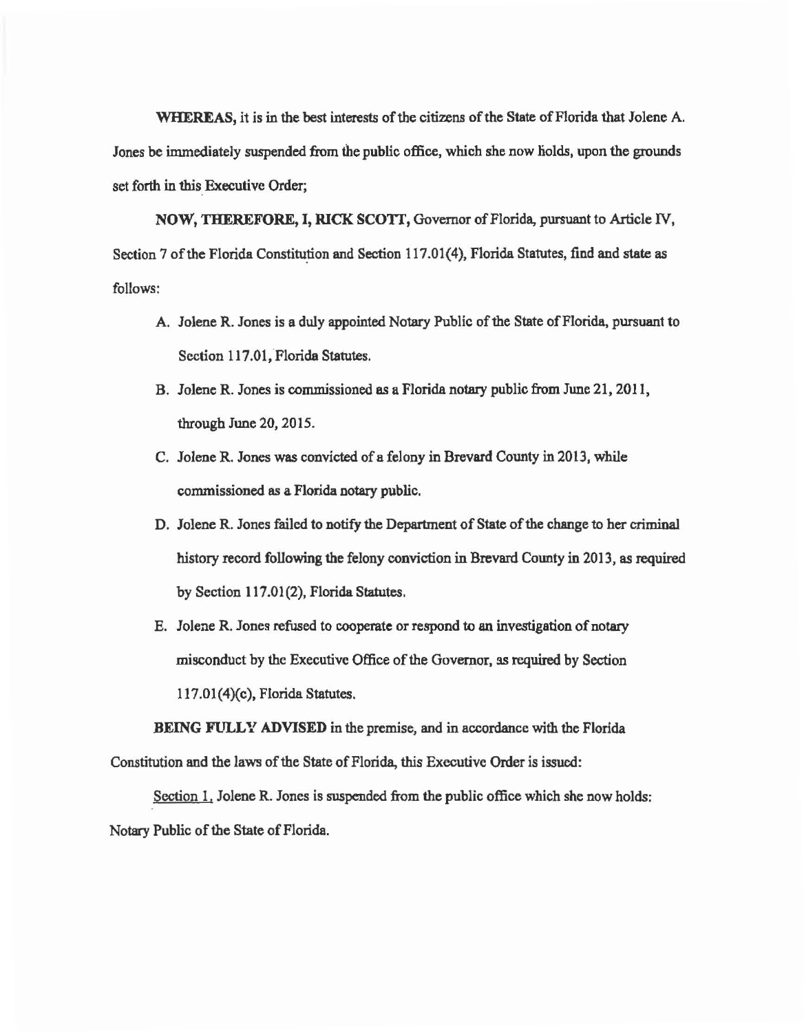**WHEREAS,** it is in the best interests of the citizens of the State of Florida that Jolene A. Jones be immediately suspended from the public office, which she now holds, upon the grounds set forth in this Executive Order;

**NOW, THEREFORE, I, RICK SCOTT,** Governor of Florida, pursuant to Article IV, Section 7 of the Florida Constitution and Section 117.01(4), Florida Statutes, find and state as follows:

A. Jolene R. Jones is a duly appointed Notary Public of the State of Florida, pursuant to Section 117.01, Florida Statutes.

B. Jolene R. Jones is commissioned as a Florida notary public from June 21, 2011, through June 20, 2015.

C. Jolene R. Jones was convicted of a felony in Brevard County in 2013, while commissioned as a Florida notary public.

D. Jolene R. Jones failed to notify the Department of State of the change to her criminal history record following the felony conviction in Brevard County in 2013, as required by Section 117.01(2), Florida Statutes.

E. Jolene R. Jones refused to cooperate or respond to an investigation of notary misconduct by the Executive Office of the Governor, as required by Section 117.01(4)(c), Florida Statutes.

**BEING FULLY ADVISED** in the premise, and in accordance with the Florida Constitution and the laws of the State of Florida, this Executive Order is issued:

Section 1. Jolene R. Jones is suspended from the public office which she now holds: Notary Public of the State of Florida.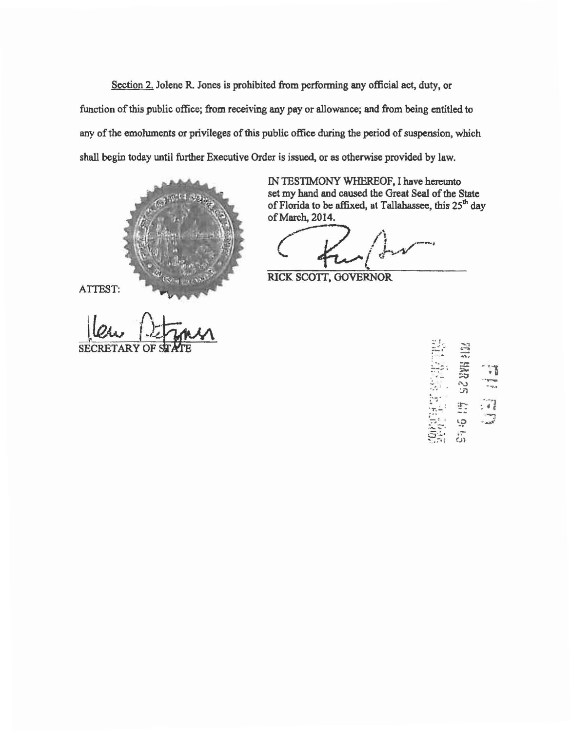<u>Section 2.</u> Jolene R. Jones is prohibited from performing any official act, duty, or function of this public office; from receiving any pay or allowance; and from being entitled to any of the emoluments or privileges of this public office during the period of suspension, which shall begin today until further Executive Order is issued, or as otherwise provided by law.

IN TESTIMONY WHEREOF, I have hereunto set my hand and caused the Great Seal of the State of Florida to be affixed, at Tallahassee, this 25th day of March, 2014.

RICK SCOTT, GOVERNOR

ATTEST:

SECRETARY OF STATE

FILED

2014 MAR 25 AM 9:45